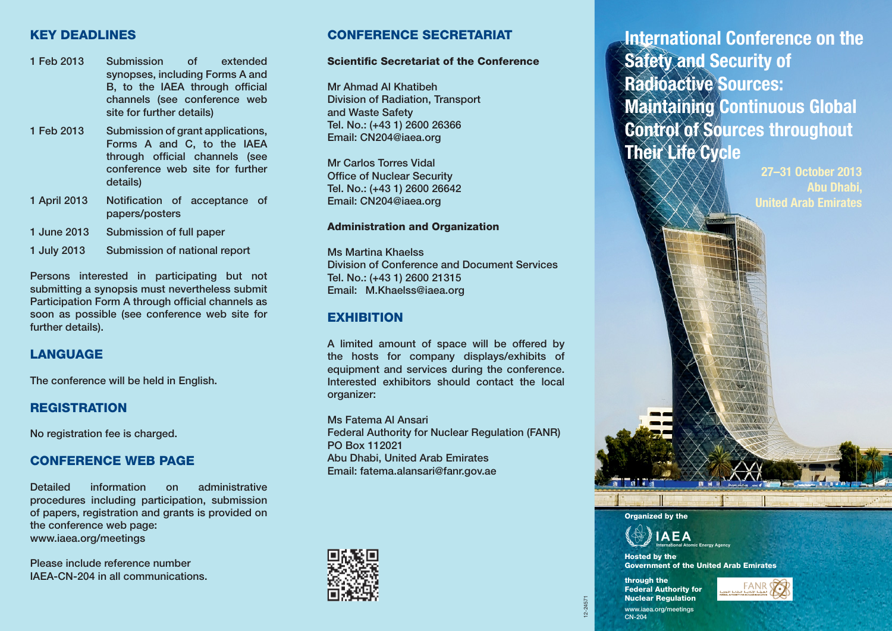## KEY DEADLINES

| | |
|---|---|
| 1 Feb 2013 | Submission of extended synopses, including Forms A and B, to the IAEA through official channels (see conference web site for further details) |
| 1 Feb 2013 | Submission of grant applications, Forms A and C, to the IAEA through official channels (see conference web site for further details) |
| 1 April 2013 | Notification of acceptance of papers/posters |
| 1 June 2013 | Submission of full paper |
| 1 July 2013 | Submission of national report |

Persons interested in participating but not submitting a synopsis must nevertheless submit Participation Form A through official channels as soon as possible (see conference web site for further details).

## LANGUAGE

The conference will be held in English.

## REGISTRATION

No registration fee is charged.

## CONFERENCE WEB PAGE

Detailed information on administrative procedures including participation, submission of papers, registration and grants is provided on the conference web page:
www.iaea.org/meetings

Please include reference number IAEA-CN-204 in all communications.

## CONFERENCE SECRETARIAT

**Scientific Secretariat of the Conference**

Mr Ahmad Al Khatibeh
Division of Radiation, Transport and Waste Safety
Tel. No.: (+43 1) 2600 26366
Email: CN204@iaea.org

Mr Carlos Torres Vidal
Office of Nuclear Security
Tel. No.: (+43 1) 2600 26642
Email: CN204@iaea.org

**Administration and Organization**

Ms Martina Khaelss
Division of Conference and Document Services
Tel. No.: (+43 1) 2600 21315
Email: M.Khaelss@iaea.org

## EXHIBITION

A limited amount of space will be offered by the hosts for company displays/exhibits of equipment and services during the conference. Interested exhibitors should contact the local organizer:

Ms Fatema Al Ansari
Federal Authority for Nuclear Regulation (FANR)
PO Box 112021
Abu Dhabi, United Arab Emirates
Email: fatema.alansari@fanr.gov.ae

12-24571

# International Conference on the Safety and Security of Radioactive Sources: Maintaining Continuous Global Control of Sources throughout Their Life Cycle

**27–31 October 2013**
**Abu Dhabi, United Arab Emirates**

Organized by the

IAEA
International Atomic Energy Agency

Hosted by the
Government of the United Arab Emirates

through the
Federal Authority for Nuclear Regulation

FANR

www.iaea.org/meetings
CN-204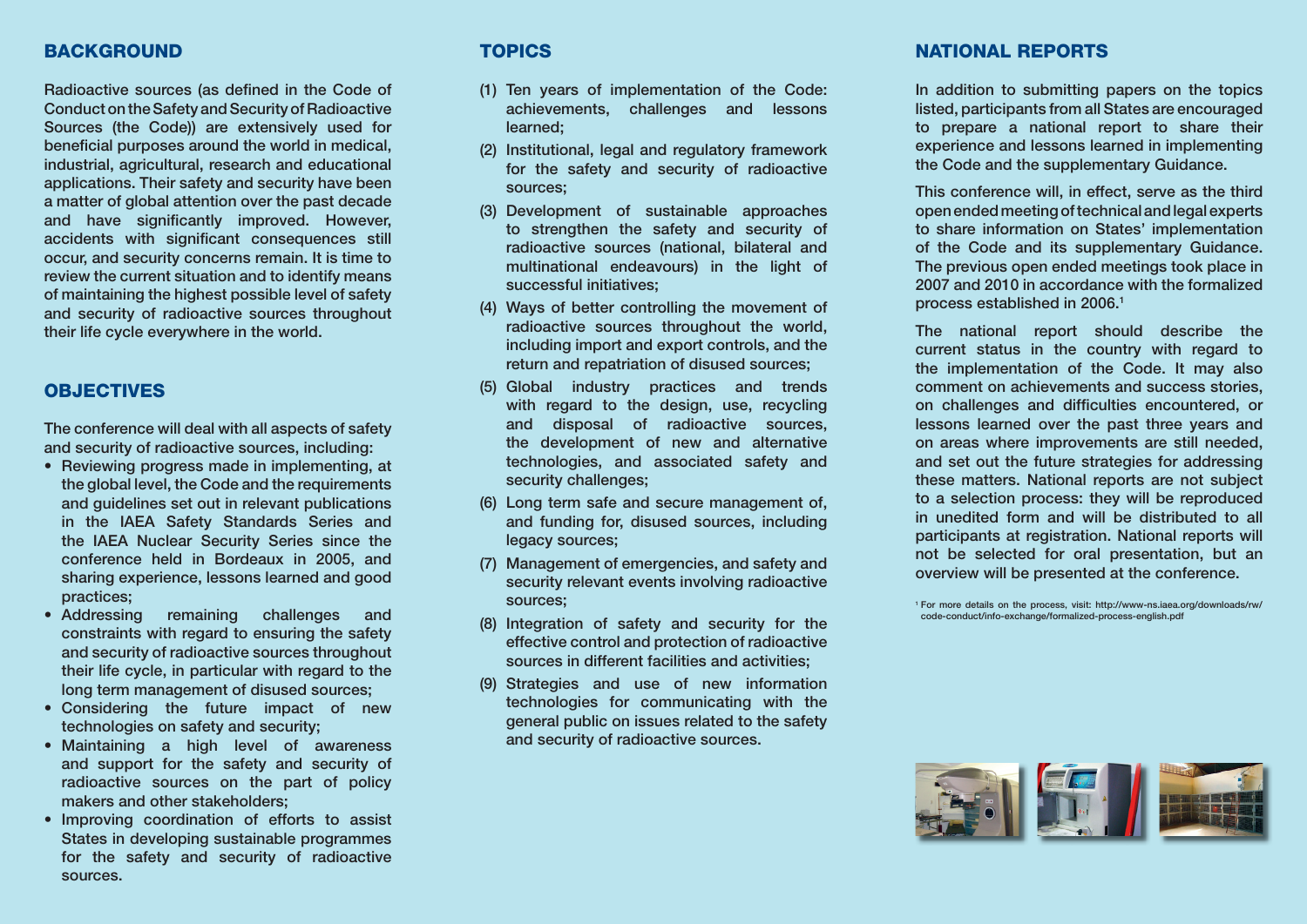## BACKGROUND

Radioactive sources (as defined in the Code of Conduct on the Safety and Security of Radioactive Sources (the Code)) are extensively used for beneficial purposes around the world in medical, industrial, agricultural, research and educational applications. Their safety and security have been a matter of global attention over the past decade and have significantly improved. However, accidents with significant consequences still occur, and security concerns remain. It is time to review the current situation and to identify means of maintaining the highest possible level of safety and security of radioactive sources throughout their life cycle everywhere in the world.

## OBJECTIVES

The conference will deal with all aspects of safety and security of radioactive sources, including:

- Reviewing progress made in implementing, at the global level, the Code and the requirements and guidelines set out in relevant publications in the IAEA Safety Standards Series and the IAEA Nuclear Security Series since the conference held in Bordeaux in 2005, and sharing experience, lessons learned and good practices;
- Addressing remaining challenges and constraints with regard to ensuring the safety and security of radioactive sources throughout their life cycle, in particular with regard to the long term management of disused sources;
- Considering the future impact of new technologies on safety and security;
- Maintaining a high level of awareness and support for the safety and security of radioactive sources on the part of policy makers and other stakeholders;
- Improving coordination of efforts to assist States in developing sustainable programmes for the safety and security of radioactive sources.

## TOPICS

(1) Ten years of implementation of the Code: achievements, challenges and lessons learned;

(2) Institutional, legal and regulatory framework for the safety and security of radioactive sources;

(3) Development of sustainable approaches to strengthen the safety and security of radioactive sources (national, bilateral and multinational endeavours) in the light of successful initiatives;

(4) Ways of better controlling the movement of radioactive sources throughout the world, including import and export controls, and the return and repatriation of disused sources;

(5) Global industry practices and trends with regard to the design, use, recycling and disposal of radioactive sources, the development of new and alternative technologies, and associated safety and security challenges;

(6) Long term safe and secure management of, and funding for, disused sources, including legacy sources;

(7) Management of emergencies, and safety and security relevant events involving radioactive sources;

(8) Integration of safety and security for the effective control and protection of radioactive sources in different facilities and activities;

(9) Strategies and use of new information technologies for communicating with the general public on issues related to the safety and security of radioactive sources.

## NATIONAL REPORTS

In addition to submitting papers on the topics listed, participants from all States are encouraged to prepare a national report to share their experience and lessons learned in implementing the Code and the supplementary Guidance.

This conference will, in effect, serve as the third open ended meeting of technical and legal experts to share information on States' implementation of the Code and its supplementary Guidance. The previous open ended meetings took place in 2007 and 2010 in accordance with the formalized process established in 2006.[1]

The national report should describe the current status in the country with regard to the implementation of the Code. It may also comment on achievements and success stories, on challenges and difficulties encountered, or lessons learned over the past three years and on areas where improvements are still needed, and set out the future strategies for addressing these matters. National reports are not subject to a selection process: they will be reproduced in unedited form and will be distributed to all participants at registration. National reports will not be selected for oral presentation, but an overview will be presented at the conference.

[1] For more details on the process, visit: http://www-ns.iaea.org/downloads/rw/code-conduct/info-exchange/formalized-process-english.pdf